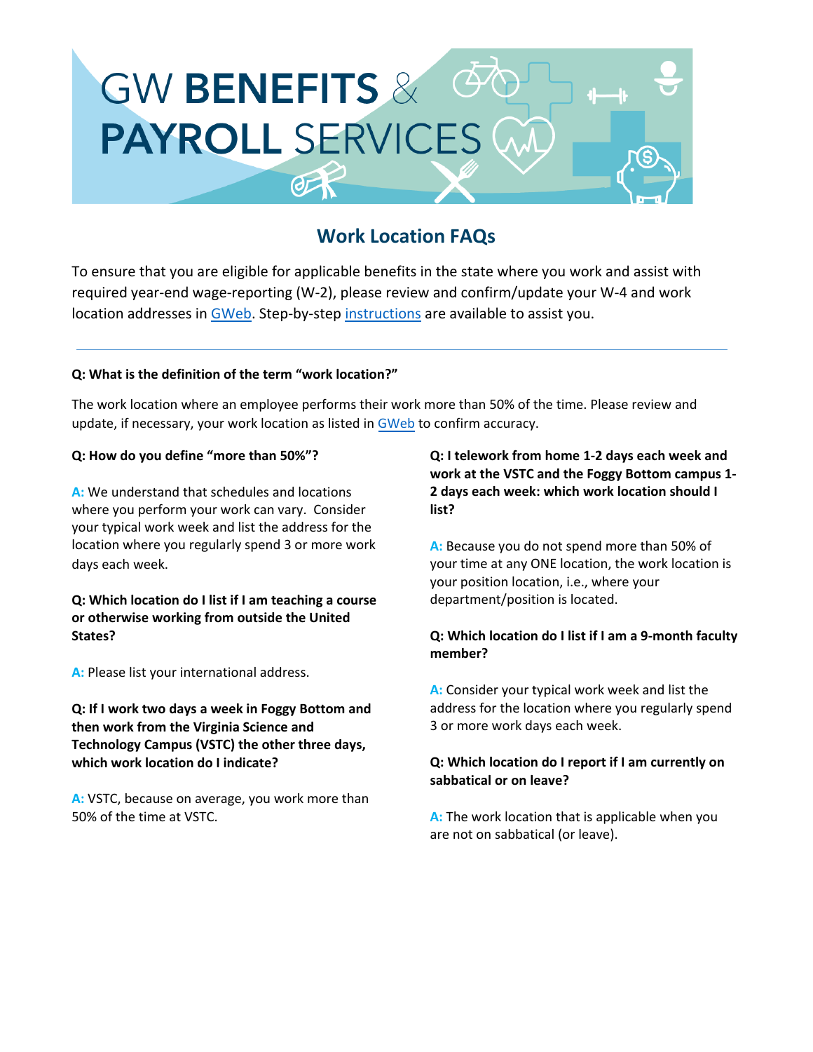# GW BENEFITS & PAYROLL SERVICES

## Work Location FAQs

To ensure that you are eligible for applicable benefits in the state where you work and assist with required year-end wage-reporting (W-2), please review and confirm/update your W-4 and work location addresses in GWeb. Step-by-step instructions are available to assist you.

---

**Q: What is the definition of the term "work location?"**

The work location where an employee performs their work more than 50% of the time. Please review and update, if necessary, your work location as listed in GWeb to confirm accuracy.

**Q: How do you define "more than 50%"?**

**A:** We understand that schedules and locations where you perform your work can vary. Consider your typical work week and list the address for the location where you regularly spend 3 or more work days each week.

**Q: Which location do I list if I am teaching a course or otherwise working from outside the United States?**

**A:** Please list your international address.

**Q: If I work two days a week in Foggy Bottom and then work from the Virginia Science and Technology Campus (VSTC) the other three days, which work location do I indicate?**

**A:** VSTC, because on average, you work more than 50% of the time at VSTC.

**Q: I telework from home 1-2 days each week and work at the VSTC and the Foggy Bottom campus 1-2 days each week: which work location should I list?**

**A:** Because you do not spend more than 50% of your time at any ONE location, the work location is your position location, i.e., where your department/position is located.

**Q: Which location do I list if I am a 9-month faculty member?**

**A:** Consider your typical work week and list the address for the location where you regularly spend 3 or more work days each week.

**Q: Which location do I report if I am currently on sabbatical or on leave?**

**A:** The work location that is applicable when you are not on sabbatical (or leave).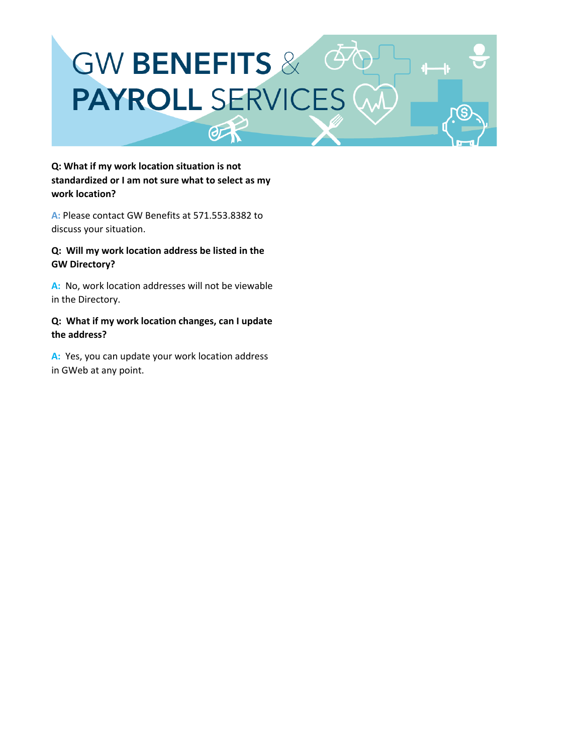# GW BENEFITS & PAYROLL SERVICES

**Q: What if my work location situation is not standardized or I am not sure what to select as my work location?**

A: Please contact GW Benefits at 571.553.8382 to discuss your situation.

**Q: Will my work location address be listed in the GW Directory?**

A: No, work location addresses will not be viewable in the Directory.

**Q: What if my work location changes, can I update the address?**

A: Yes, you can update your work location address in GWeb at any point.